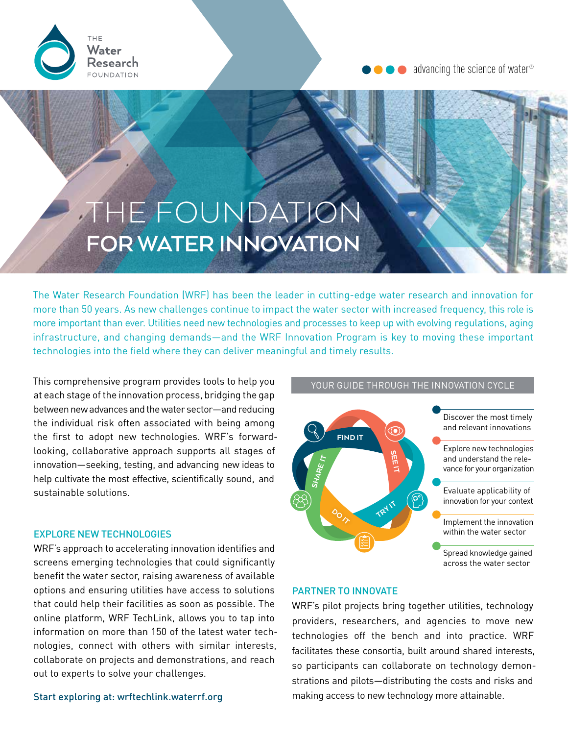THE Water Research FOUNDATION

advancing the science of water®

# THE FOUNDATION FOR WATER INNOVATION

The Water Research Foundation (WRF) has been the leader in cutting-edge water research and innovation for more than 50 years. As new challenges continue to impact the water sector with increased frequency, this role is more important than ever. Utilities need new technologies and processes to keep up with evolving regulations, aging infrastructure, and changing demands—and the WRF Innovation Program is key to moving these important technologies into the field where they can deliver meaningful and timely results.

This comprehensive program provides tools to help you at each stage of the innovation process, bridging the gap between new advances and the water sector—and reducing the individual risk often associated with being among the first to adopt new technologies. WRF's forward-looking, collaborative approach supports all stages of innovation—seeking, testing, and advancing new ideas to help cultivate the most effective, scientifically sound, and sustainable solutions.

## EXPLORE NEW TECHNOLOGIES

WRF's approach to accelerating innovation identifies and screens emerging technologies that could significantly benefit the water sector, raising awareness of available options and ensuring utilities have access to solutions that could help their facilities as soon as possible. The online platform, WRF TechLink, allows you to tap into information on more than 150 of the latest water technologies, connect with others with similar interests, collaborate on projects and demonstrations, and reach out to experts to solve your challenges.

Start exploring at: wrftechlink.waterrf.org

## YOUR GUIDE THROUGH THE INNOVATION CYCLE

- **FIND IT** – Discover the most timely and relevant innovations
- **SEE IT** – Explore new technologies and understand the relevance for your organization
- **TRY IT** – Evaluate applicability of innovation for your context
- **DO IT** – Implement the innovation within the water sector
- **SHARE IT** – Spread knowledge gained across the water sector

## PARTNER TO INNOVATE

WRF's pilot projects bring together utilities, technology providers, researchers, and agencies to move new technologies off the bench and into practice. WRF facilitates these consortia, built around shared interests, so participants can collaborate on technology demonstrations and pilots—distributing the costs and risks and making access to new technology more attainable.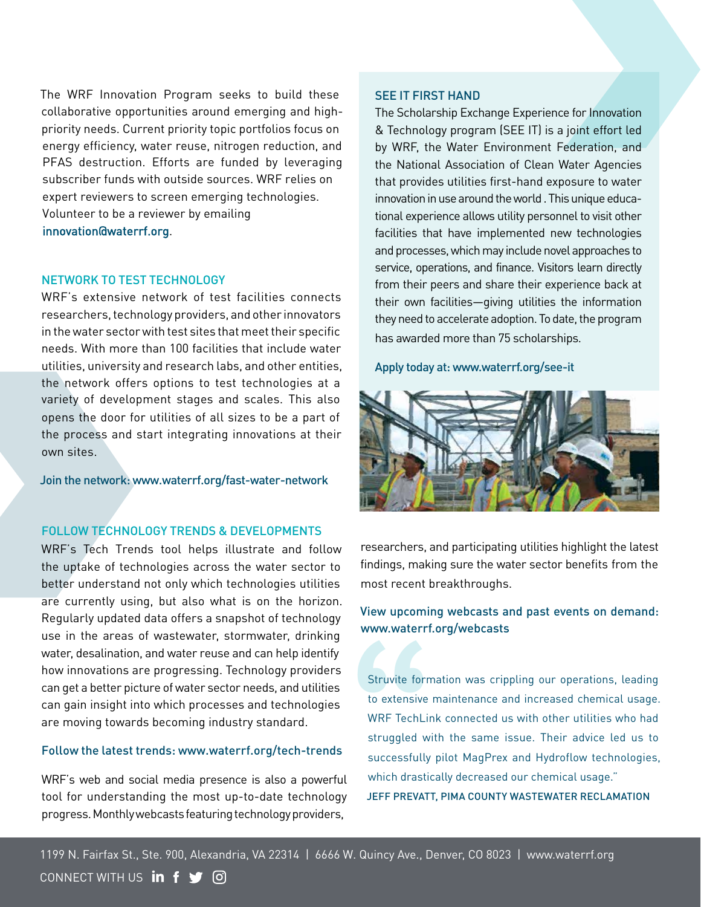The WRF Innovation Program seeks to build these collaborative opportunities around emerging and high-priority needs. Current priority topic portfolios focus on energy efficiency, water reuse, nitrogen reduction, and PFAS destruction. Efforts are funded by leveraging subscriber funds with outside sources. WRF relies on expert reviewers to screen emerging technologies. Volunteer to be a reviewer by emailing innovation@waterrf.org.

## NETWORK TO TEST TECHNOLOGY

WRF's extensive network of test facilities connects researchers, technology providers, and other innovators in the water sector with test sites that meet their specific needs. With more than 100 facilities that include water utilities, university and research labs, and other entities, the network offers options to test technologies at a variety of development stages and scales. This also opens the door for utilities of all sizes to be a part of the process and start integrating innovations at their own sites.

Join the network: www.waterrf.org/fast-water-network

## FOLLOW TECHNOLOGY TRENDS & DEVELOPMENTS

WRF's Tech Trends tool helps illustrate and follow the uptake of technologies across the water sector to better understand not only which technologies utilities are currently using, but also what is on the horizon. Regularly updated data offers a snapshot of technology use in the areas of wastewater, stormwater, drinking water, desalination, and water reuse and can help identify how innovations are progressing. Technology providers can get a better picture of water sector needs, and utilities can gain insight into which processes and technologies are moving towards becoming industry standard.

Follow the latest trends: www.waterrf.org/tech-trends

WRF's web and social media presence is also a powerful tool for understanding the most up-to-date technology progress. Monthly webcasts featuring technology providers, researchers, and participating utilities highlight the latest findings, making sure the water sector benefits from the most recent breakthroughs.

View upcoming webcasts and past events on demand: www.waterrf.org/webcasts

## SEE IT FIRST HAND

The Scholarship Exchange Experience for Innovation & Technology program (SEE IT) is a joint effort led by WRF, the Water Environment Federation, and the National Association of Clean Water Agencies that provides utilities first-hand exposure to water innovation in use around the world. This unique educational experience allows utility personnel to visit other facilities that have implemented new technologies and processes, which may include novel approaches to service, operations, and finance. Visitors learn directly from their peers and share their experience back at their own facilities—giving utilities the information they need to accelerate adoption. To date, the program has awarded more than 75 scholarships.

Apply today at: www.waterrf.org/see-it

> Struvite formation was crippling our operations, leading to extensive maintenance and increased chemical usage. WRF TechLink connected us with other utilities who had struggled with the same issue. Their advice led us to successfully pilot MagPrex and Hydroflow technologies, which drastically decreased our chemical usage."
>
> JEFF PREVATT, PIMA COUNTY WASTEWATER RECLAMATION

1199 N. Fairfax St., Ste. 900, Alexandria, VA 22314 | 6666 W. Quincy Ave., Denver, CO 8023 | www.waterrf.org

CONNECT WITH US